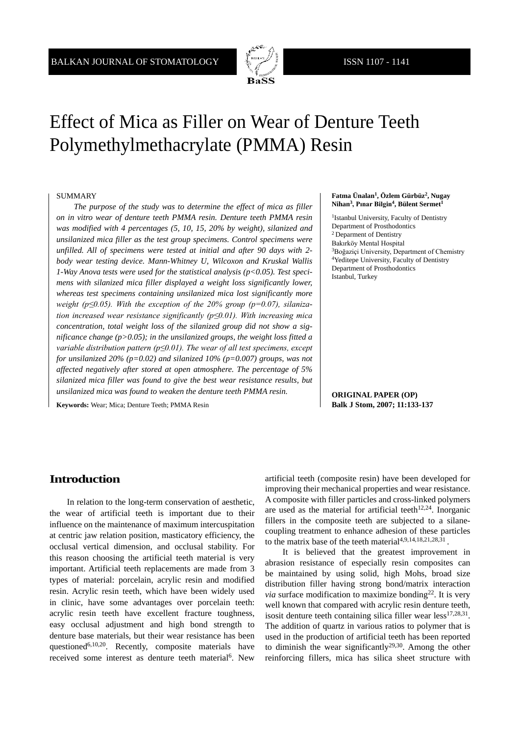# Effect of Mica as Filler on Wear of Denture Teeth Polymethylmethacrylate (PMMA) Resin

SUMMARY

*The purpose of the study was to determine the effect of mica as filler on in vitro wear of denture teeth PMMA resin. Denture teeth PMMA resin was modified with 4 percentages (5, 10, 15, 20% by weight), silanized and unsilanized mica filler as the test group specimens. Control specimens were unfilled. All of specimens were tested at initial and after 90 days with 2-body wear testing device. Mann-Whitney U, Wilcoxon and Kruskal Wallis 1-Way Anova tests were used for the statistical analysis (p<0.05). Test specimens with silanized mica filler displayed a weight loss significantly lower, whereas test specimens containing unsilanized mica lost significantly more weight (p≤0.05). With the exception of the 20% group (p=0.07), silanization increased wear resistance significantly (p≤0.01). With increasing mica concentration, total weight loss of the silanized group did not show a significance change (p>0.05); in the unsilanized groups, the weight loss fitted a variable distribution pattern (p≤0.01). The wear of all test specimens, except for unsilanized 20% (p=0.02) and silanized 10% (p=0.007) groups, was not affected negatively after stored at open atmosphere. The percentage of 5% silanized mica filler was found to give the best wear resistance results, but unsilanized mica was found to weaken the denture teeth PMMA resin.*

**Keywords:** Wear; Mica; Denture Teeth; PMMA Resin

**Fatma Ünalan[1], Özlem Gürbüz[2], Nugay Nihan[3], Pınar Bilgin[4], Bülent Sermet[1]**

[1]Istanbul University, Faculty of Dentistry
Department of Prosthodontics
[2] Deparment of Dentistry
Bakırköy Mental Hospital
[3]Boğaziçi University, Department of Chemistry
[4]Yeditepe University, Faculty of Dentistry
Department of Prosthodontics
Istanbul, Turkey

**ORIGINAL PAPER (OP)**
**Balk J Stom, 2007; 11:133-137**

## Introduction

In relation to the long-term conservation of aesthetic, the wear of artificial teeth is important due to their influence on the maintenance of maximum intercuspitation at centric jaw relation position, masticatory efficiency, the occlusal vertical dimension, and occlusal stability. For this reason choosing the artificial teeth material is very important. Artificial teeth replacements are made from 3 types of material: porcelain, acrylic resin and modified resin. Acrylic resin teeth, which have been widely used in clinic, have some advantages over porcelain teeth: acrylic resin teeth have excellent fracture toughness, easy occlusal adjustment and high bond strength to denture base materials, but their wear resistance has been questioned[6,10,20]. Recently, composite materials have received some interest as denture teeth material[6]. New artificial teeth (composite resin) have been developed for improving their mechanical properties and wear resistance. A composite with filler particles and cross-linked polymers are used as the material for artificial teeth[12,24]. Inorganic fillers in the composite teeth are subjected to a silane-coupling treatment to enhance adhesion of these particles to the matrix base of the teeth material[4,9,14,18,21,28,31].

It is believed that the greatest improvement in abrasion resistance of especially resin composites can be maintained by using solid, high Mohs, broad size distribution filler having strong bond/matrix interaction *via* surface modification to maximize bonding[22]. It is very well known that compared with acrylic resin denture teeth, isosit denture teeth containing silica filler wear less[17,28,31]. The addition of quartz in various ratios to polymer that is used in the production of artificial teeth has been reported to diminish the wear significantly[29,30]. Among the other reinforcing fillers, mica has silica sheet structure with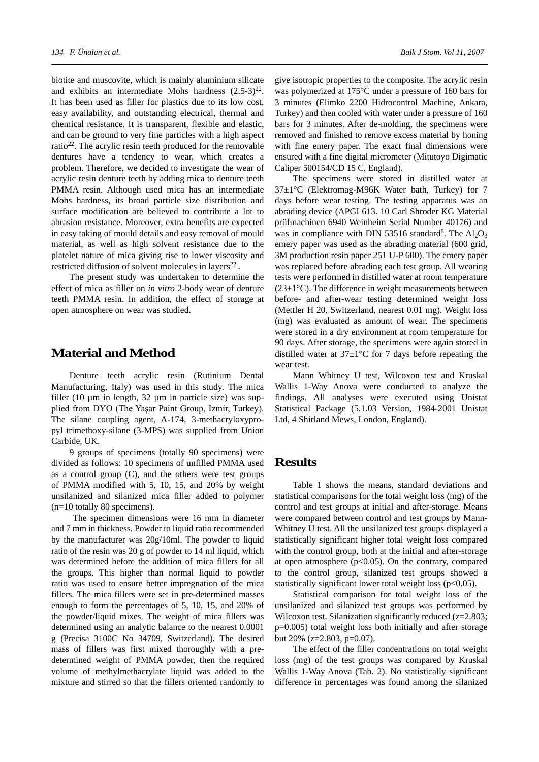biotite and muscovite, which is mainly aluminium silicate and exhibits an intermediate Mohs hardness (2.5-3)[22]. It has been used as filler for plastics due to its low cost, easy availability, and outstanding electrical, thermal and chemical resistance. It is transparent, flexible and elastic, and can be ground to very fine particles with a high aspect ratio[22]. The acrylic resin teeth produced for the removable dentures have a tendency to wear, which creates a problem. Therefore, we decided to investigate the wear of acrylic resin denture teeth by adding mica to denture teeth PMMA resin. Although used mica has an intermediate Mohs hardness, its broad particle size distribution and surface modification are believed to contribute a lot to abrasion resistance. Moreover, extra benefits are expected in easy taking of mould details and easy removal of mould material, as well as high solvent resistance due to the platelet nature of mica giving rise to lower viscosity and restricted diffusion of solvent molecules in layers[22].

The present study was undertaken to determine the effect of mica as filler on *in vitro* 2-body wear of denture teeth PMMA resin. In addition, the effect of storage at open atmosphere on wear was studied.

## Material and Method

Denture teeth acrylic resin (Rutinium Dental Manufacturing, Italy) was used in this study. The mica filler (10 µm in length, 32 µm in particle size) was supplied from DYO (The Yaşar Paint Group, Izmir, Turkey). The silane coupling agent, A-174, 3-methacryloxypropyl trimethoxy-silane (3-MPS) was supplied from Union Carbide, UK.

9 groups of specimens (totally 90 specimens) were divided as follows: 10 specimens of unfilled PMMA used as a control group (C), and the others were test groups of PMMA modified with 5, 10, 15, and 20% by weight unsilanized and silanized mica filler added to polymer (n=10 totally 80 specimens).

The specimen dimensions were 16 mm in diameter and 7 mm in thickness. Powder to liquid ratio recommended by the manufacturer was 20g/10ml. The powder to liquid ratio of the resin was 20 g of powder to 14 ml liquid, which was determined before the addition of mica fillers for all the groups. This higher than normal liquid to powder ratio was used to ensure better impregnation of the mica fillers. The mica fillers were set in pre-determined masses enough to form the percentages of 5, 10, 15, and 20% of the powder/liquid mixes. The weight of mica fillers was determined using an analytic balance to the nearest 0.0001 g (Precisa 3100C No 34709, Switzerland). The desired mass of fillers was first mixed thoroughly with a pre-determined weight of PMMA powder, then the required volume of methylmethacrylate liquid was added to the mixture and stirred so that the fillers oriented randomly to give isotropic properties to the composite. The acrylic resin was polymerized at 175°C under a pressure of 160 bars for 3 minutes (Elimko 2200 Hidrocontrol Machine, Ankara, Turkey) and then cooled with water under a pressure of 160 bars for 3 minutes. After de-molding, the specimens were removed and finished to remove excess material by honing with fine emery paper. The exact final dimensions were ensured with a fine digital micrometer (Mitutoyo Digimatic Caliper 500154/CD 15 C, England).

The specimens were stored in distilled water at 37±1°C (Elektromag-M96K Water bath, Turkey) for 7 days before wear testing. The testing apparatus was an abrading device (APGI 613. 10 Carl Shroder KG Material prüfmachinen 6940 Weinheim Serial Number 40176) and was in compliance with DIN 53516 standard[8]. The $Al_2O_3$ emery paper was used as the abrading material (600 grid, 3M production resin paper 251 U-P 600). The emery paper was replaced before abrading each test group. All wearing tests were performed in distilled water at room temperature (23±1°C). The difference in weight measurements between before- and after-wear testing determined weight loss (Mettler H 20, Switzerland, nearest 0.01 mg). Weight loss (mg) was evaluated as amount of wear. The specimens were stored in a dry environment at room temperature for 90 days. After storage, the specimens were again stored in distilled water at 37±1°C for 7 days before repeating the wear test.

Mann Whitney U test, Wilcoxon test and Kruskal Wallis 1-Way Anova were conducted to analyze the findings. All analyses were executed using Unistat Statistical Package (5.1.03 Version, 1984-2001 Unistat Ltd, 4 Shirland Mews, London, England).

## Results

Table 1 shows the means, standard deviations and statistical comparisons for the total weight loss (mg) of the control and test groups at initial and after-storage. Means were compared between control and test groups by Mann-Whitney U test. All the unsilanized test groups displayed a statistically significant higher total weight loss compared with the control group, both at the initial and after-storage at open atmosphere ($p<0.05$). On the contrary, compared to the control group, silanized test groups showed a statistically significant lower total weight loss ($p<0.05$).

Statistical comparison for total weight loss of the unsilanized and silanized test groups was performed by Wilcoxon test. Silanization significantly reduced ($z=2.803$; $p=0.005$) total weight loss both initially and after storage but 20% ($z=2.803$, $p=0.07$).

The effect of the filler concentrations on total weight loss (mg) of the test groups was compared by Kruskal Wallis 1-Way Anova (Tab. 2). No statistically significant difference in percentages was found among the silanized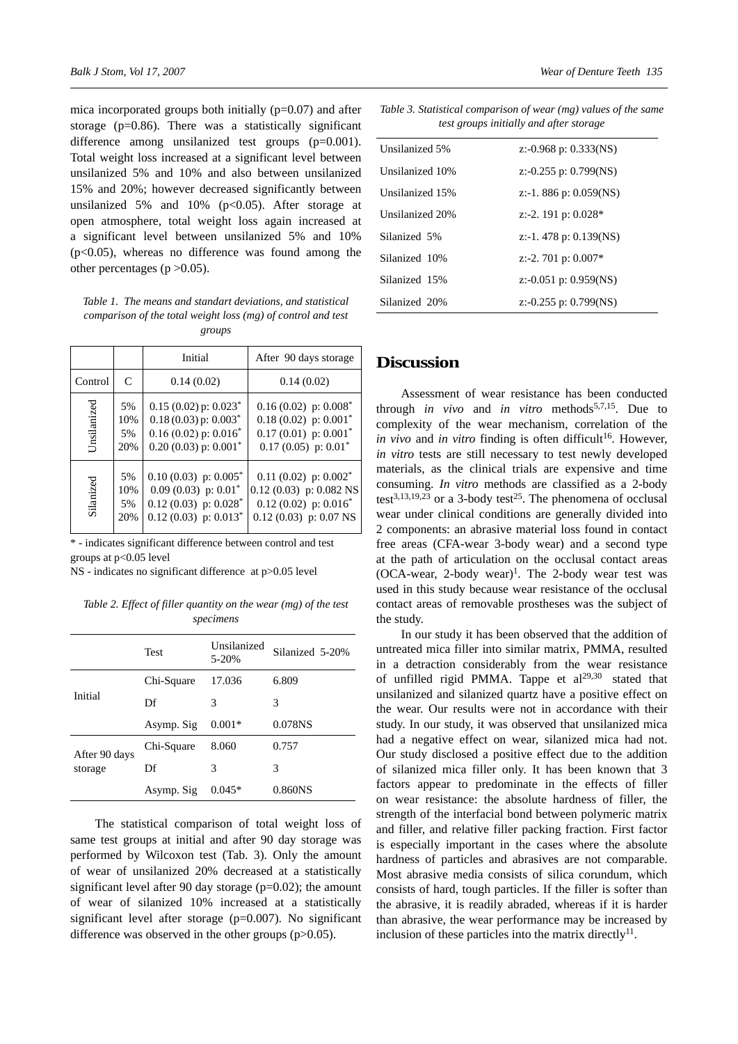mica incorporated groups both initially ($p=0.07$) and after storage ($p=0.86$). There was a statistically significant difference among unsilanized test groups ($p=0.001$). Total weight loss increased at a significant level between unsilanized 5% and 10% and also between unsilanized 15% and 20%; however decreased significantly between unsilanized 5% and 10% ($p<0.05$). After storage at open atmosphere, total weight loss again increased at a significant level between unsilanized 5% and 10% ($p<0.05$), whereas no difference was found among the other percentages ($p>0.05$).

*Table 1. The means and standart deviations, and statistical comparison of the total weight loss (mg) of control and test groups*

| | | Initial | After 90 days storage |
|---|---|---|---|
| Control | C | 0.14 (0.02) | 0.14 (0.02) |
| Unsilanized | 5% | 0.15 (0.02) p: 0.023* | 0.16 (0.02) p: 0.008* |
| | 10% | 0.18 (0.03) p: 0.003* | 0.18 (0.02) p: 0.001* |
| | 5% | 0.16 (0.02) p: 0.016* | 0.17 (0.01) p: 0.001* |
| | 20% | 0.20 (0.03) p: 0.001* | 0.17 (0.05) p: 0.01* |
| Silanized | 5% | 0.10 (0.03) p: 0.005* | 0.11 (0.02) p: 0.002* |
| | 10% | 0.09 (0.03) p: 0.01* | 0.12 (0.03) p: 0.082 NS |
| | 5% | 0.12 (0.03) p: 0.028* | 0.12 (0.02) p: 0.016* |
| | 20% | 0.12 (0.03) p: 0.013* | 0.12 (0.03) p: 0.07 NS |

\* - indicates significant difference between control and test groups at $p<0.05$ level

NS - indicates no significant difference at $p>0.05$ level

*Table 2. Effect of filler quantity on the wear (mg) of the test specimens*

| | Test | Unsilanized 5-20% | Silanized 5-20% |
|---|---|---|---|
| Initial | Chi-Square | 17.036 | 6.809 |
| | Df | 3 | 3 |
| | Asymp. Sig | 0.001* | 0.078NS |
| After 90 days storage | Chi-Square | 8.060 | 0.757 |
| | Df | 3 | 3 |
| | Asymp. Sig | 0.045* | 0.860NS |

The statistical comparison of total weight loss of same test groups at initial and after 90 day storage was performed by Wilcoxon test (Tab. 3). Only the amount of wear of unsilanized 20% decreased at a statistically significant level after 90 day storage ($p=0.02$); the amount of wear of silanized 10% increased at a statistically significant level after storage ($p=0.007$). No significant difference was observed in the other groups ($p>0.05$).

*Table 3. Statistical comparison of wear (mg) values of the same test groups initially and after storage*

| | |
|---|---|
| Unsilanized 5% | z:-0.968 p: 0.333(NS) |
| Unsilanized 10% | z:-0.255 p: 0.799(NS) |
| Unsilanized 15% | z:-1. 886 p: 0.059(NS) |
| Unsilanized 20% | z:-2. 191 p: 0.028* |
| Silanized 5% | z:-1. 478 p: 0.139(NS) |
| Silanized 10% | z:-2. 701 p: 0.007* |
| Silanized 15% | z:-0.051 p: 0.959(NS) |
| Silanized 20% | z:-0.255 p: 0.799(NS) |

## Discussion

Assessment of wear resistance has been conducted through *in vivo* and *in vitro* methods[5,7,15]. Due to complexity of the wear mechanism, correlation of the *in vivo* and *in vitro* finding is often difficult[16]. However, *in vitro* tests are still necessary to test newly developed materials, as the clinical trials are expensive and time consuming. *In vitro* methods are classified as a 2-body test[3,13,19,23] or a 3-body test[25]. The phenomena of occlusal wear under clinical conditions are generally divided into 2 components: an abrasive material loss found in contact free areas (CFA-wear 3-body wear) and a second type at the path of articulation on the occlusal contact areas (OCA-wear, 2-body wear)[1]. The 2-body wear test was used in this study because wear resistance of the occlusal contact areas of removable prostheses was the subject of the study.

In our study it has been observed that the addition of untreated mica filler into similar matrix, PMMA, resulted in a detraction considerably from the wear resistance of unfilled rigid PMMA. Tappe et al[29,30] stated that unsilanized and silanized quartz have a positive effect on the wear. Our results were not in accordance with their study. In our study, it was observed that unsilanized mica had a negative effect on wear, silanized mica had not. Our study disclosed a positive effect due to the addition of silanized mica filler only. It has been known that 3 factors appear to predominate in the effects of filler on wear resistance: the absolute hardness of filler, the strength of the interfacial bond between polymeric matrix and filler, and relative filler packing fraction. First factor is especially important in the cases where the absolute hardness of particles and abrasives are not comparable. Most abrasive media consists of silica corundum, which consists of hard, tough particles. If the filler is softer than the abrasive, it is readily abraded, whereas if it is harder than abrasive, the wear performance may be increased by inclusion of these particles into the matrix directly[11].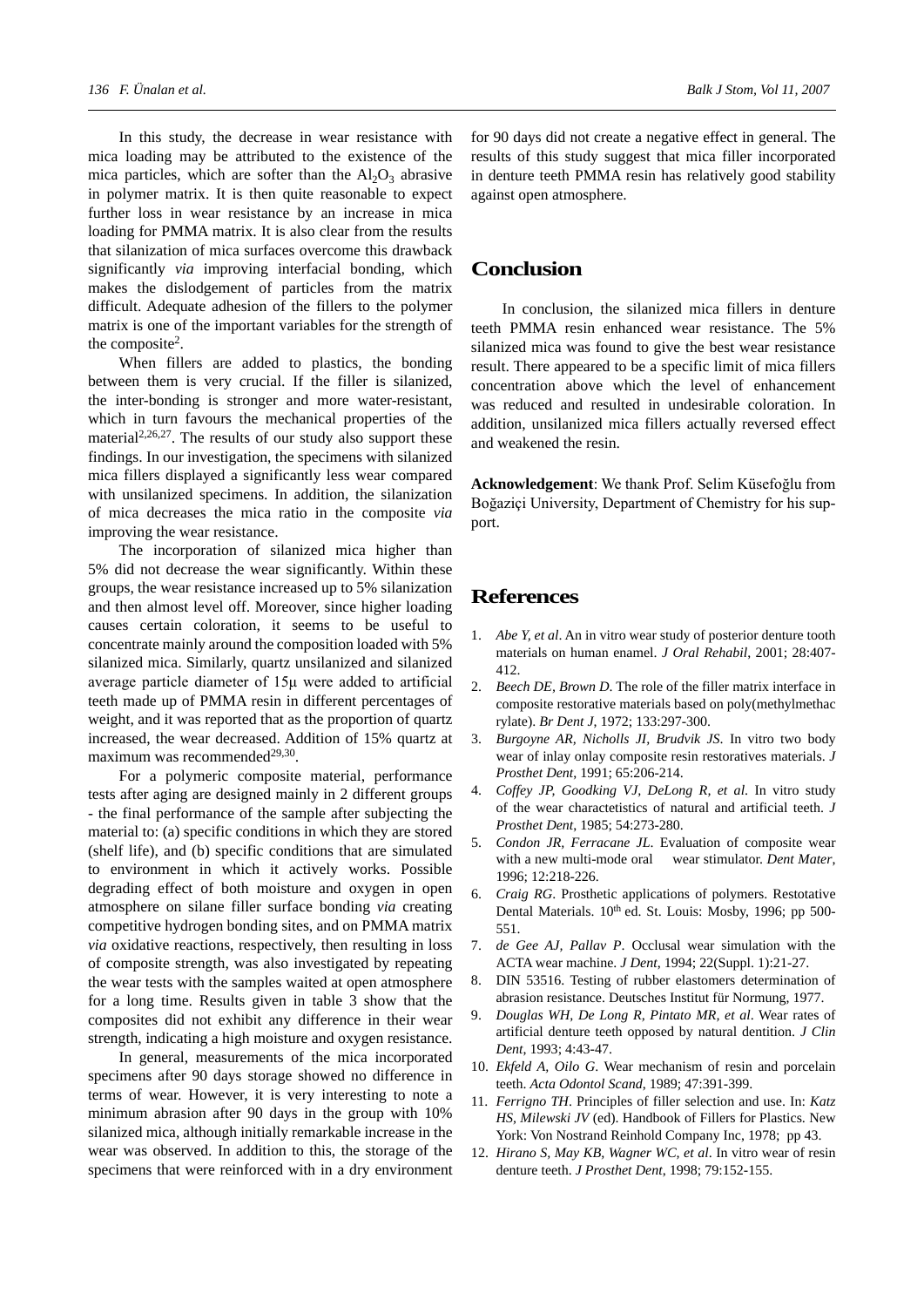In this study, the decrease in wear resistance with mica loading may be attributed to the existence of the mica particles, which are softer than the $Al_2O_3$ abrasive in polymer matrix. It is then quite reasonable to expect further loss in wear resistance by an increase in mica loading for PMMA matrix. It is also clear from the results that silanization of mica surfaces overcome this drawback significantly *via* improving interfacial bonding, which makes the dislodgement of particles from the matrix difficult. Adequate adhesion of the fillers to the polymer matrix is one of the important variables for the strength of the composite[2].

When fillers are added to plastics, the bonding between them is very crucial. If the filler is silanized, the inter-bonding is stronger and more water-resistant, which in turn favours the mechanical properties of the material[2,26,27]. The results of our study also support these findings. In our investigation, the specimens with silanized mica fillers displayed a significantly less wear compared with unsilanized specimens. In addition, the silanization of mica decreases the mica ratio in the composite *via* improving the wear resistance.

The incorporation of silanized mica higher than 5% did not decrease the wear significantly. Within these groups, the wear resistance increased up to 5% silanization and then almost level off. Moreover, since higher loading causes certain coloration, it seems to be useful to concentrate mainly around the composition loaded with 5% silanized mica. Similarly, quartz unsilanized and silanized average particle diameter of 15µ were added to artificial teeth made up of PMMA resin in different percentages of weight, and it was reported that as the proportion of quartz increased, the wear decreased. Addition of 15% quartz at maximum was recommended[29,30].

For a polymeric composite material, performance tests after aging are designed mainly in 2 different groups - the final performance of the sample after subjecting the material to: (a) specific conditions in which they are stored (shelf life), and (b) specific conditions that are simulated to environment in which it actively works. Possible degrading effect of both moisture and oxygen in open atmosphere on silane filler surface bonding *via* creating competitive hydrogen bonding sites, and on PMMA matrix *via* oxidative reactions, respectively, then resulting in loss of composite strength, was also investigated by repeating the wear tests with the samples waited at open atmosphere for a long time. Results given in table 3 show that the composites did not exhibit any difference in their wear strength, indicating a high moisture and oxygen resistance.

In general, measurements of the mica incorporated specimens after 90 days storage showed no difference in terms of wear. However, it is very interesting to note a minimum abrasion after 90 days in the group with 10% silanized mica, although initially remarkable increase in the wear was observed. In addition to this, the storage of the specimens that were reinforced with in a dry environment for 90 days did not create a negative effect in general. The results of this study suggest that mica filler incorporated in denture teeth PMMA resin has relatively good stability against open atmosphere.

## Conclusion

In conclusion, the silanized mica fillers in denture teeth PMMA resin enhanced wear resistance. The 5% silanized mica was found to give the best wear resistance result. There appeared to be a specific limit of mica fillers concentration above which the level of enhancement was reduced and resulted in undesirable coloration. In addition, unsilanized mica fillers actually reversed effect and weakened the resin.

**Acknowledgement**: We thank Prof. Selim Küsefoğlu from Boğaziçi University, Department of Chemistry for his support.

## References

1. *Abe Y, et al*. An in vitro wear study of posterior denture tooth materials on human enamel. *J Oral Rehabil*, 2001; 28:407-412.
2. *Beech DE, Brown D*. The role of the filler matrix interface in composite restorative materials based on poly(methylmethacrylate). *Br Dent J*, 1972; 133:297-300.
3. *Burgoyne AR, Nicholls JI, Brudvik JS*. In vitro two body wear of inlay onlay composite resin restoratives materials. *J Prosthet Dent*, 1991; 65:206-214.
4. *Coffey JP, Goodking VJ, DeLong R, et al*. In vitro study of the wear charactetistics of natural and artificial teeth. *J Prosthet Dent*, 1985; 54:273-280.
5. *Condon JR, Ferracane JL*. Evaluation of composite wear with a new multi-mode oral wear stimulator. *Dent Mater*, 1996; 12:218-226.
6. *Craig RG*. Prosthetic applications of polymers. Restotative Dental Materials. 10th ed. St. Louis: Mosby, 1996; pp 500-551.
7. *de Gee AJ, Pallav P*. Occlusal wear simulation with the ACTA wear machine. *J Dent*, 1994; 22(Suppl. 1):21-27.
8. DIN 53516. Testing of rubber elastomers determination of abrasion resistance. Deutsches Institut für Normung, 1977.
9. *Douglas WH, De Long R, Pintato MR, et al*. Wear rates of artificial denture teeth opposed by natural dentition. *J Clin Dent*, 1993; 4:43-47.
10. *Ekfeld A, Oilo G*. Wear mechanism of resin and porcelain teeth. *Acta Odontol Scand*, 1989; 47:391-399.
11. *Ferrigno TH*. Principles of filler selection and use. In: *Katz HS, Milewski JV* (ed). Handbook of Fillers for Plastics. New York: Von Nostrand Reinhold Company Inc, 1978; pp 43.
12. *Hirano S, May KB, Wagner WC, et al*. In vitro wear of resin denture teeth. *J Prosthet Dent*, 1998; 79:152-155.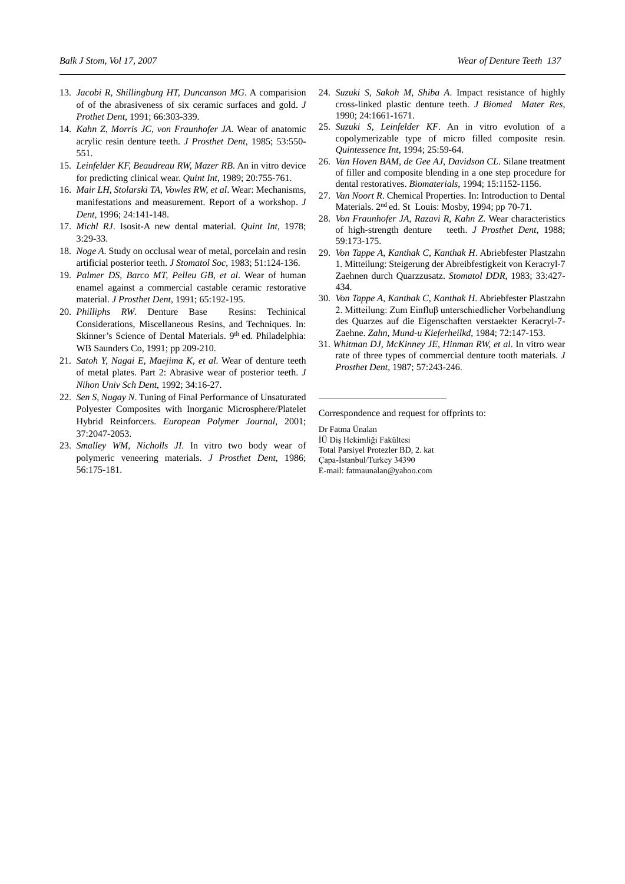13. *Jacobi R, Shillingburg HT, Duncanson MG*. A comparision of the abrasiveness of six ceramic surfaces and gold. *J Prothet Dent*, 1991; 66:303-339.
14. *Kahn Z, Morris JC, von Fraunhofer JA*. Wear of anatomic acrylic resin denture teeth. *J Prosthet Dent*, 1985; 53:550-551.
15. *Leinfelder KF, Beaudreau RW, Mazer RB*. An in vitro device for predicting clinical wear. *Quint Int*, 1989; 20:755-761.
16. *Mair LH, Stolarski TA, Vowles RW, et al*. Wear: Mechanisms, manifestations and measurement. Report of a workshop. *J Dent*, 1996; 24:141-148.
17. *Michl RJ*. Isosit-A new dental material. *Quint Int*, 1978; 3:29-33.
18. *Noge A*. Study on occlusal wear of metal, porcelain and resin artificial posterior teeth. *J Stomatol Soc*, 1983; 51:124-136.
19. *Palmer DS, Barco MT, Pelleu GB, et al*. Wear of human enamel against a commercial castable ceramic restorative material. *J Prosthet Dent*, 1991; 65:192-195.
20. *Philliphs RW*. Denture Base Resins: Techinical Considerations, Miscellaneous Resins, and Techniques. In: Skinner's Science of Dental Materials. 9th ed. Philadelphia: WB Saunders Co, 1991; pp 209-210.
21. *Satoh Y, Nagai E, Maejima K, et al*. Wear of denture teeth of metal plates. Part 2: Abrasive wear of posterior teeth. *J Nihon Univ Sch Dent*, 1992; 34:16-27.
22. *Sen S, Nugay N*. Tuning of Final Performance of Unsaturated Polyester Composites with Inorganic Microsphere/Platelet Hybrid Reinforcers. *European Polymer Journal*, 2001; 37:2047-2053.
23. *Smalley WM, Nicholls JI*. In vitro two body wear of polymeric veneering materials. *J Prosthet Dent*, 1986; 56:175-181.
24. *Suzuki S, Sakoh M, Shiba A*. Impact resistance of highly cross-linked plastic denture teeth. *J Biomed Mater Res*, 1990; 24:1661-1671.
25. *Suzuki S, Leinfelder KF*. An in vitro evolution of a copolymerizable type of micro filled composite resin. *Quintessence Int*, 1994; 25:59-64.
26. *Van Hoven BAM, de Gee AJ, Davidson CL*. Silane treatment of filler and composite blending in a one step procedure for dental restoratives. *Biomaterials*, 1994; 15:1152-1156.
27. *Van Noort R*. Chemical Properties. In: Introduction to Dental Materials. 2nd ed. St Louis: Mosby, 1994; pp 70-71.
28. *Von Fraunhofer JA, Razavi R, Kahn Z*. Wear characteristics of high-strength denture teeth. *J Prosthet Dent*, 1988; 59:173-175.
29. *Von Tappe A, Kanthak C, Kanthak H*. Abriebfester Plastzahn 1. Mitteilung: Steigerung der Abreibfestigkeit von Keracryl-7 Zaehnen durch Quarzzusatz. *Stomatol DDR*, 1983; 33:427-434.
30. *Von Tappe A, Kanthak C, Kanthak H*. Abriebfester Plastzahn 2. Mitteilung: Zum Einfluβ unterschiedlicher Vorbehandlung des Quarzes auf die Eigenschaften verstaekter Keracryl-7-Zaehne. *Zahn, Mund-u Kieferheilkd*, 1984; 72:147-153.
31. *Whitman DJ, McKinney JE, Hinman RW, et al*. In vitro wear rate of three types of commercial denture tooth materials. *J Prosthet Dent*, 1987; 57:243-246.

---

Correspondence and request for offprints to:

Dr Fatma Ünalan
İÜ Diş Hekimliği Fakültesi
Total Parsiyel Protezler BD, 2. kat
Çapa-İstanbul/Turkey 34390
E-mail: fatmaunalan@yahoo.com